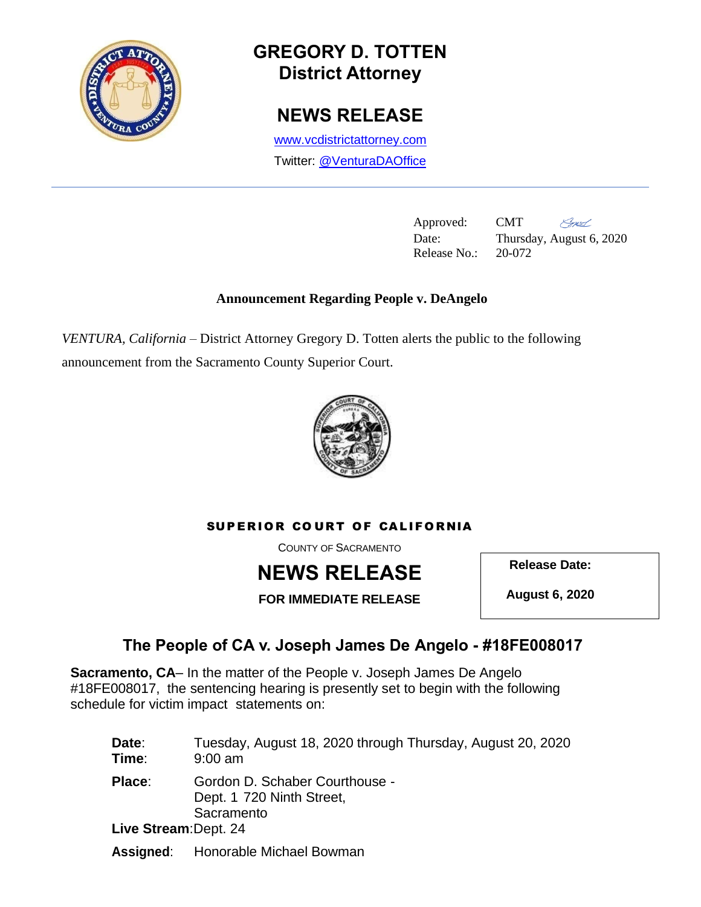# GREGORY D. TOTTEN
## District Attorney

## NEWS RELEASE

www.vcdistrictattorney.com

Twitter: @VenturaDAOffice

---

Approved: CMT
Date: Thursday, August 6, 2020
Release No.: 20-072

**Announcement Regarding People v. DeAngelo**

*VENTURA, California* – District Attorney Gregory D. Totten alerts the public to the following announcement from the Sacramento County Superior Court.

**SUPERIOR COURT OF CALIFORNIA**

COUNTY OF SACRAMENTO

## NEWS RELEASE

**FOR IMMEDIATE RELEASE**

**Release Date:**

**August 6, 2020**

## The People of CA v. Joseph James De Angelo - #18FE008017

**Sacramento, CA**– In the matter of the People v. Joseph James De Angelo #18FE008017, the sentencing hearing is presently set to begin with the following schedule for victim impact statements on:

**Date**: Tuesday, August 18, 2020 through Thursday, August 20, 2020
**Time**: 9:00 am

**Place**: Gordon D. Schaber Courthouse - Dept. 1 720 Ninth Street, Sacramento

**Live Stream**: Dept. 24

**Assigned**: Honorable Michael Bowman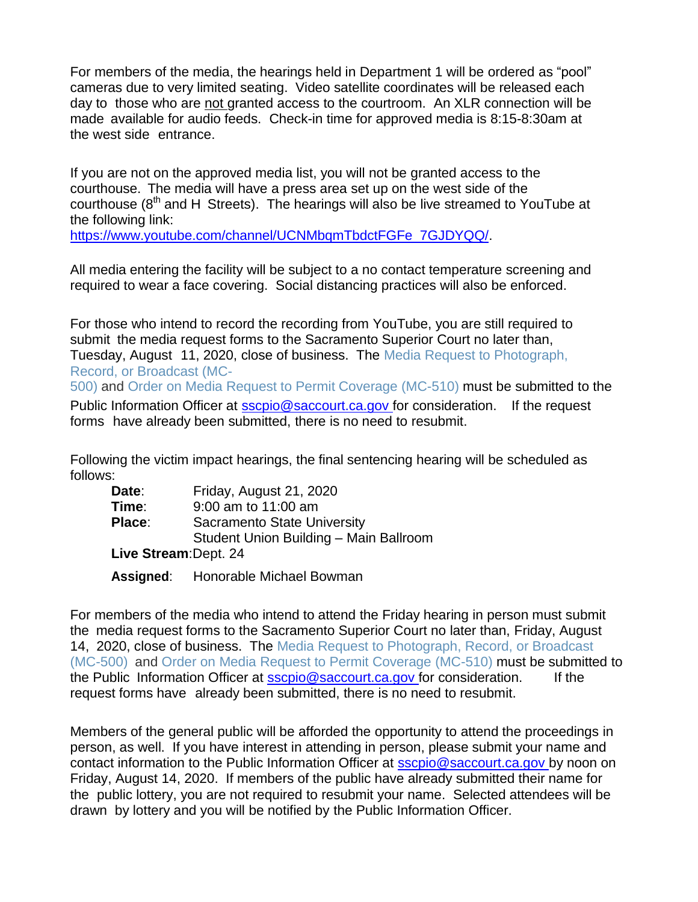For members of the media, the hearings held in Department 1 will be ordered as "pool" cameras due to very limited seating. Video satellite coordinates will be released each day to those who are not granted access to the courtroom. An XLR connection will be made available for audio feeds. Check-in time for approved media is 8:15-8:30am at the west side entrance.

If you are not on the approved media list, you will not be granted access to the courthouse. The media will have a press area set up on the west side of the courthouse (8th and H Streets). The hearings will also be live streamed to YouTube at the following link: https://www.youtube.com/channel/UCNMbqmTbdctFGFe_7GJDYQQ/.

All media entering the facility will be subject to a no contact temperature screening and required to wear a face covering. Social distancing practices will also be enforced.

For those who intend to record the recording from YouTube, you are still required to submit the media request forms to the Sacramento Superior Court no later than, Tuesday, August 11, 2020, close of business. The Media Request to Photograph, Record, or Broadcast (MC-500) and Order on Media Request to Permit Coverage (MC-510) must be submitted to the Public Information Officer at sscpio@saccourt.ca.gov for consideration. If the request forms have already been submitted, there is no need to resubmit.

Following the victim impact hearings, the final sentencing hearing will be scheduled as follows:

**Date**: Friday, August 21, 2020
**Time**: 9:00 am to 11:00 am
**Place**: Sacramento State University
Student Union Building – Main Ballroom
**Live Stream**: Dept. 24
**Assigned**: Honorable Michael Bowman

For members of the media who intend to attend the Friday hearing in person must submit the media request forms to the Sacramento Superior Court no later than, Friday, August 14, 2020, close of business. The Media Request to Photograph, Record, or Broadcast (MC-500) and Order on Media Request to Permit Coverage (MC-510) must be submitted to the Public Information Officer at sscpio@saccourt.ca.gov for consideration. If the request forms have already been submitted, there is no need to resubmit.

Members of the general public will be afforded the opportunity to attend the proceedings in person, as well. If you have interest in attending in person, please submit your name and contact information to the Public Information Officer at sscpio@saccourt.ca.gov by noon on Friday, August 14, 2020. If members of the public have already submitted their name for the public lottery, you are not required to resubmit your name. Selected attendees will be drawn by lottery and you will be notified by the Public Information Officer.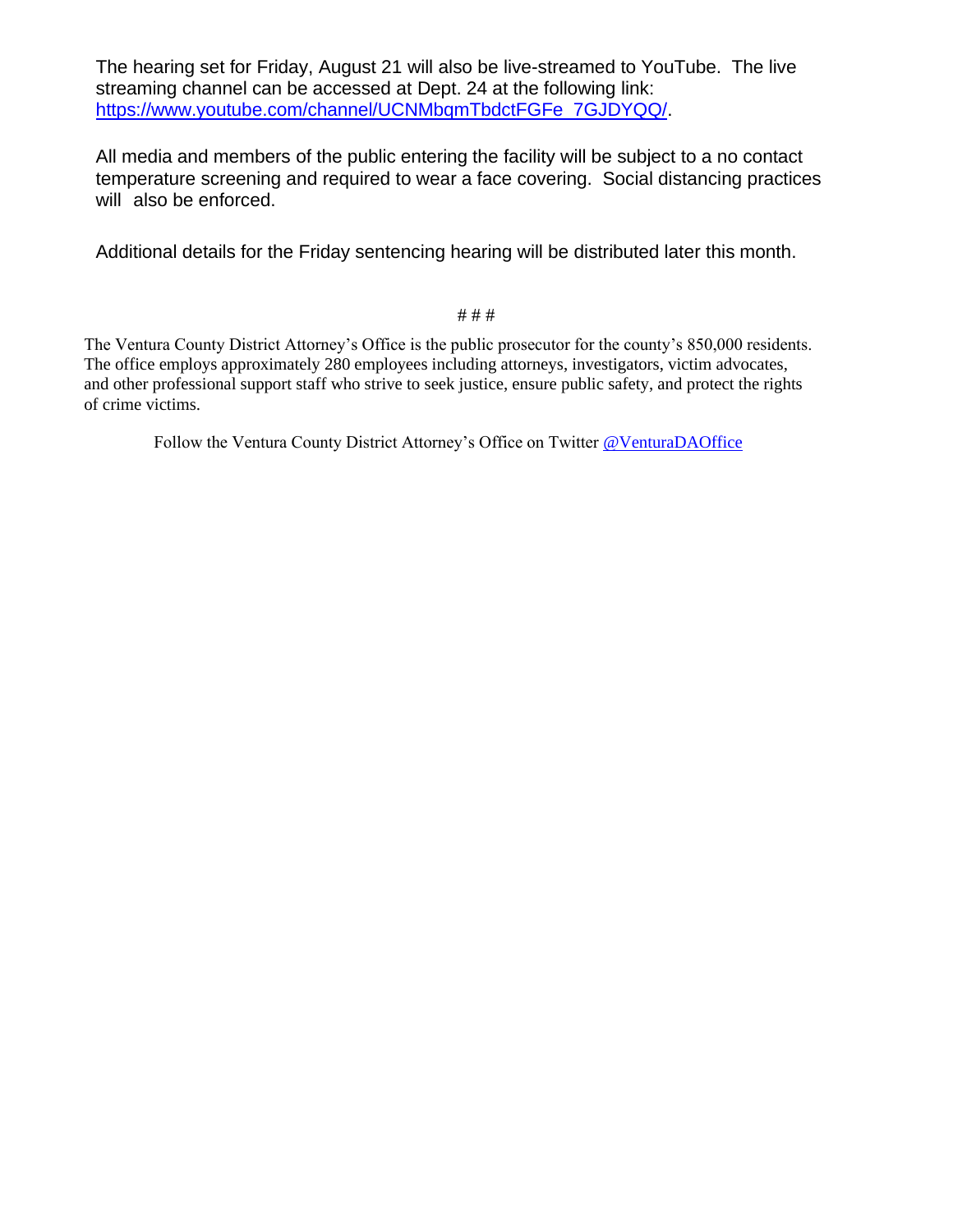The hearing set for Friday, August 21 will also be live-streamed to YouTube. The live streaming channel can be accessed at Dept. 24 at the following link: https://www.youtube.com/channel/UCNMbqmTbdctFGFe_7GJDYQQ/.

All media and members of the public entering the facility will be subject to a no contact temperature screening and required to wear a face covering. Social distancing practices will also be enforced.

Additional details for the Friday sentencing hearing will be distributed later this month.

# # #

The Ventura County District Attorney's Office is the public prosecutor for the county's 850,000 residents. The office employs approximately 280 employees including attorneys, investigators, victim advocates, and other professional support staff who strive to seek justice, ensure public safety, and protect the rights of crime victims.

Follow the Ventura County District Attorney's Office on Twitter @VenturaDAOffice